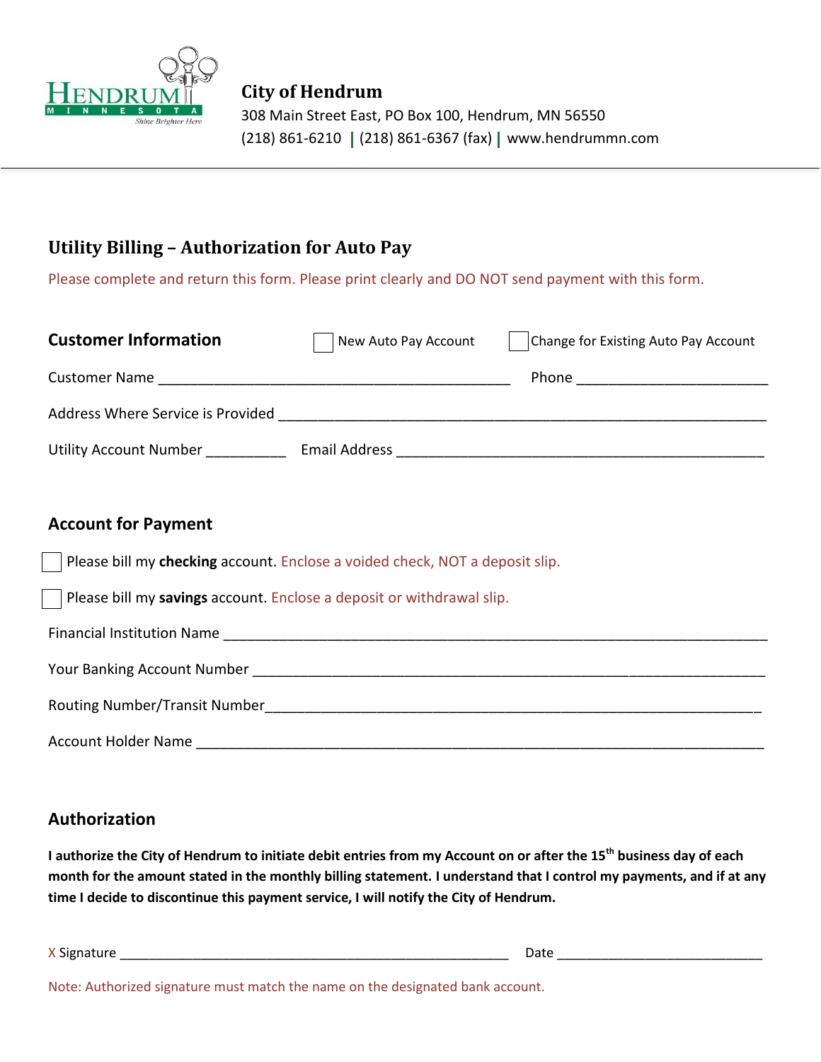HENDRUM MINNESOTA *Shine Brighter Here*

**City of Hendrum**
308 Main Street East, PO Box 100, Hendrum, MN 56550
(218) 861-6210 | (218) 861-6367 (fax) | www.hendrummn.com

---

## Utility Billing – Authorization for Auto Pay

Please complete and return this form. Please print clearly and DO NOT send payment with this form.

### Customer Information

☐ New Auto Pay Account ☐ Change for Existing Auto Pay Account

Customer Name ____________________________________________ Phone ________________________

Address Where Service is Provided ____________________________________________________________

Utility Account Number __________ Email Address _______________________________________________

### Account for Payment

☐ Please bill my **checking** account. Enclose a voided check, NOT a deposit slip.

☐ Please bill my **savings** account. Enclose a deposit or withdrawal slip.

Financial Institution Name _____________________________________________________________________

Your Banking Account Number _________________________________________________________________

Routing Number/Transit Number_______________________________________________________________

Account Holder Name ________________________________________________________________________

### Authorization

**I authorize the City of Hendrum to initiate debit entries from my Account on or after the 15th business day of each month for the amount stated in the monthly billing statement. I understand that I control my payments, and if at any time I decide to discontinue this payment service, I will notify the City of Hendrum.**

X Signature __________________________________________________ Date __________________________

Note: Authorized signature must match the name on the designated bank account.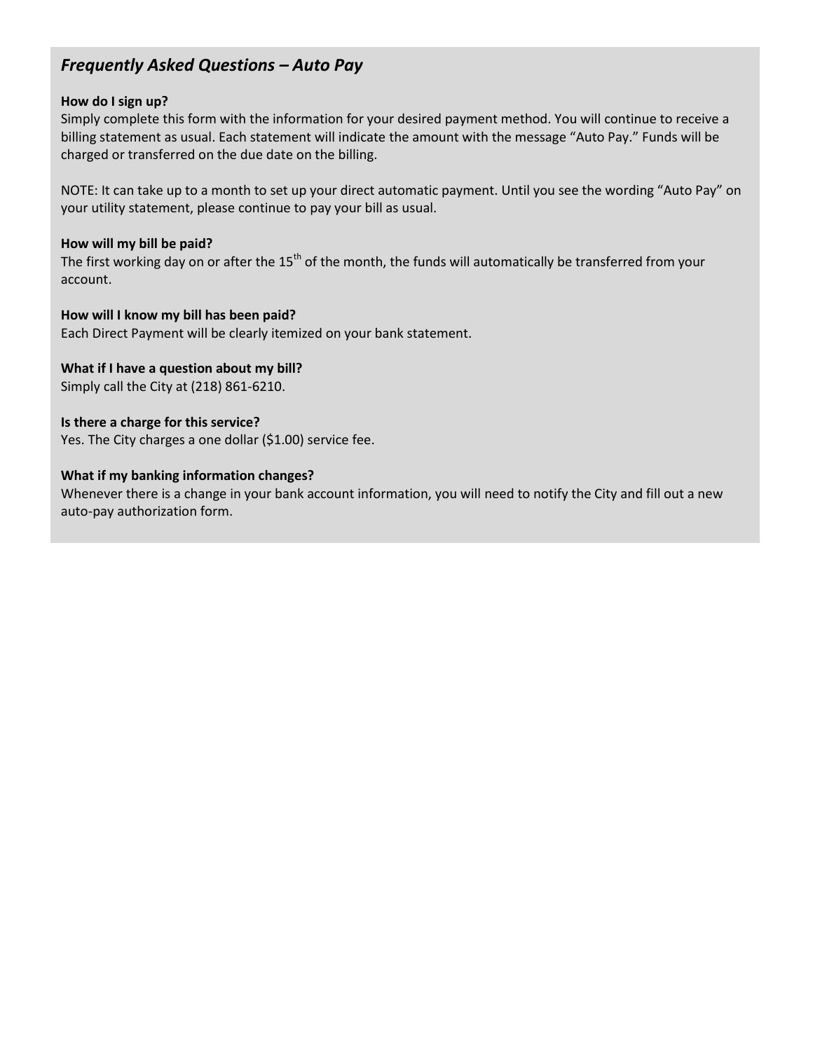## *Frequently Asked Questions – Auto Pay*

**How do I sign up?**
Simply complete this form with the information for your desired payment method. You will continue to receive a billing statement as usual. Each statement will indicate the amount with the message "Auto Pay." Funds will be charged or transferred on the due date on the billing.

NOTE: It can take up to a month to set up your direct automatic payment. Until you see the wording "Auto Pay" on your utility statement, please continue to pay your bill as usual.

**How will my bill be paid?**
The first working day on or after the 15th of the month, the funds will automatically be transferred from your account.

**How will I know my bill has been paid?**
Each Direct Payment will be clearly itemized on your bank statement.

**What if I have a question about my bill?**
Simply call the City at (218) 861-6210.

**Is there a charge for this service?**
Yes. The City charges a one dollar ($1.00) service fee.

**What if my banking information changes?**
Whenever there is a change in your bank account information, you will need to notify the City and fill out a new auto-pay authorization form.